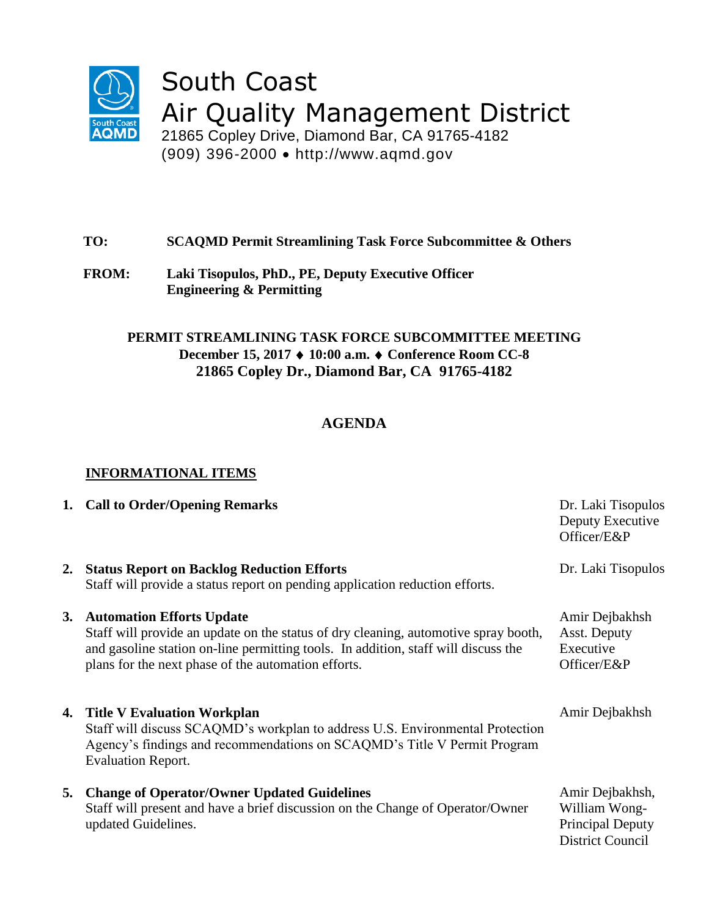# South Coast Air Quality Management District

21865 Copley Drive, Diamond Bar, CA 91765-4182
(909) 396-2000 • http://www.aqmd.gov

**TO:** **SCAQMD Permit Streamlining Task Force Subcommittee & Others**

**FROM:** **Laki Tisopulos, PhD., PE, Deputy Executive Officer**
**Engineering & Permitting**

**PERMIT STREAMLINING TASK FORCE SUBCOMMITTEE MEETING**
**December 15, 2017 ♦ 10:00 a.m. ♦ Conference Room CC-8**
**21865 Copley Dr., Diamond Bar, CA 91765-4182**

## AGENDA

### INFORMATIONAL ITEMS

1. **Call to Order/Opening Remarks** — Dr. Laki Tisopulos, Deputy Executive Officer/E&P

2. **Status Report on Backlog Reduction Efforts** — Dr. Laki Tisopulos
   Staff will provide a status report on pending application reduction efforts.

3. **Automation Efforts Update** — Amir Dejbakhsh, Asst. Deputy Executive Officer/E&P
   Staff will provide an update on the status of dry cleaning, automotive spray booth, and gasoline station on-line permitting tools. In addition, staff will discuss the plans for the next phase of the automation efforts.

4. **Title V Evaluation Workplan** — Amir Dejbakhsh
   Staff will discuss SCAQMD's workplan to address U.S. Environmental Protection Agency's findings and recommendations on SCAQMD's Title V Permit Program Evaluation Report.

5. **Change of Operator/Owner Updated Guidelines** — Amir Dejbakhsh, William Wong-Principal Deputy District Council
   Staff will present and have a brief discussion on the Change of Operator/Owner updated Guidelines.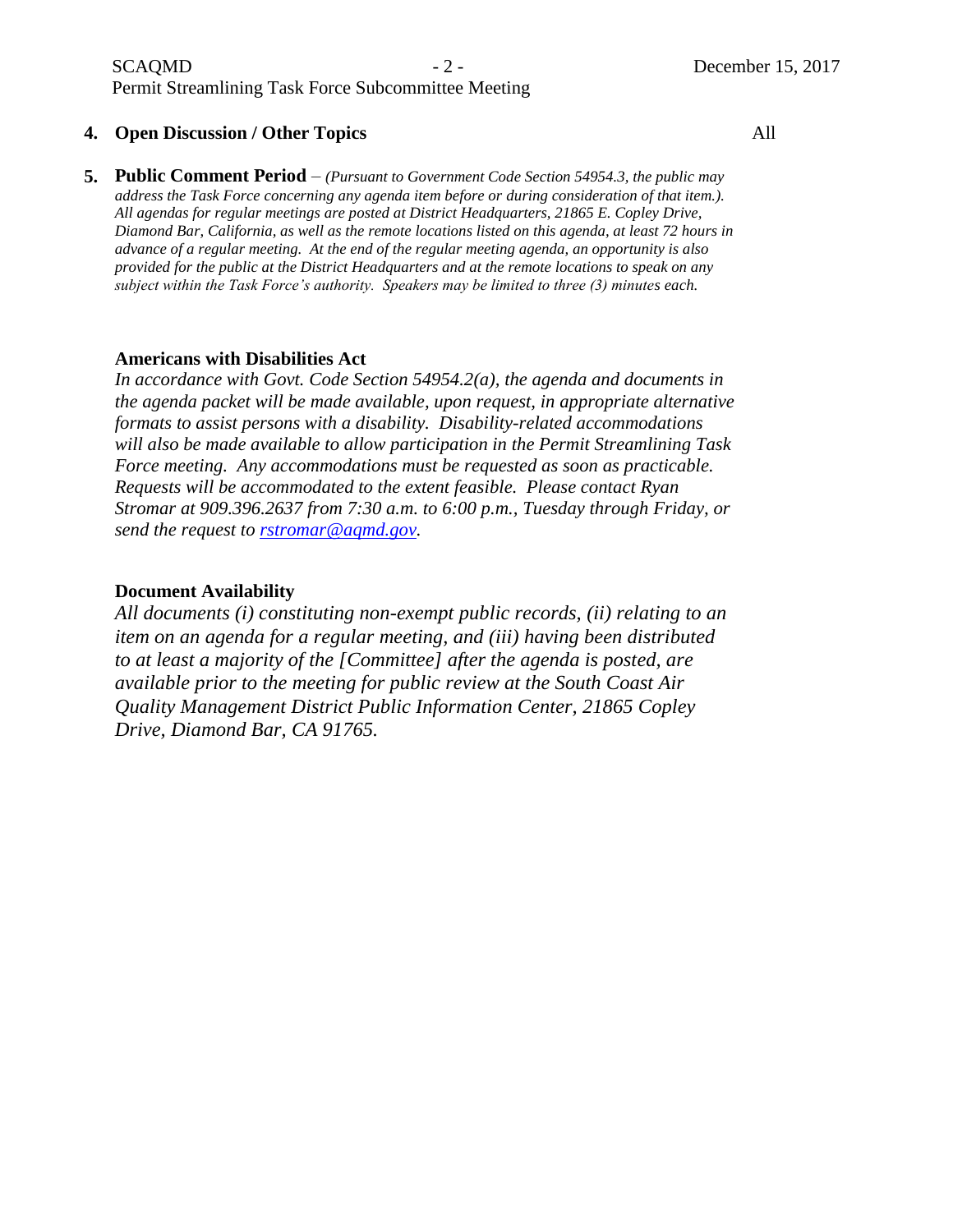**4. Open Discussion / Other Topics** All

**5. Public Comment Period** – *(Pursuant to Government Code Section 54954.3, the public may address the Task Force concerning any agenda item before or during consideration of that item.). All agendas for regular meetings are posted at District Headquarters, 21865 E. Copley Drive, Diamond Bar, California, as well as the remote locations listed on this agenda, at least 72 hours in advance of a regular meeting. At the end of the regular meeting agenda, an opportunity is also provided for the public at the District Headquarters and at the remote locations to speak on any subject within the Task Force's authority. Speakers may be limited to three (3) minutes each.*

**Americans with Disabilities Act**

*In accordance with Govt. Code Section 54954.2(a), the agenda and documents in the agenda packet will be made available, upon request, in appropriate alternative formats to assist persons with a disability. Disability-related accommodations will also be made available to allow participation in the Permit Streamlining Task Force meeting. Any accommodations must be requested as soon as practicable. Requests will be accommodated to the extent feasible. Please contact Ryan Stromar at 909.396.2637 from 7:30 a.m. to 6:00 p.m., Tuesday through Friday, or send the request to rstromar@aqmd.gov.*

**Document Availability**

*All documents (i) constituting non-exempt public records, (ii) relating to an item on an agenda for a regular meeting, and (iii) having been distributed to at least a majority of the [Committee] after the agenda is posted, are available prior to the meeting for public review at the South Coast Air Quality Management District Public Information Center, 21865 Copley Drive, Diamond Bar, CA 91765.*